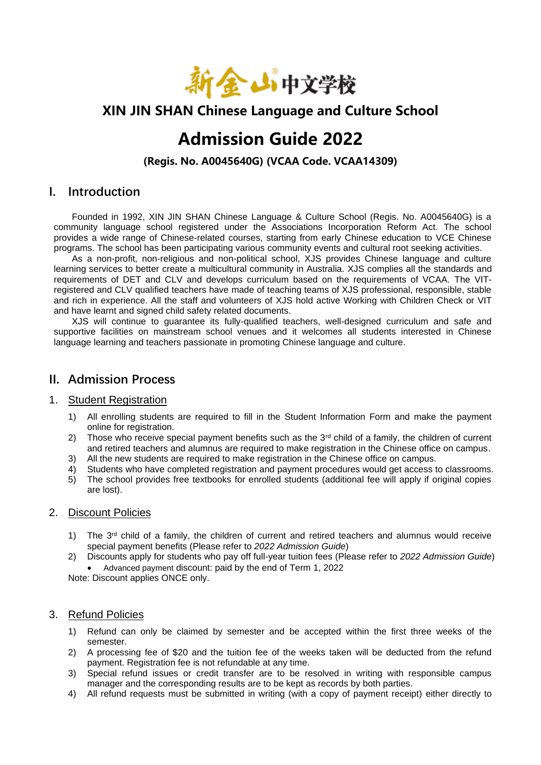新金山®中文学校

# XIN JIN SHAN Chinese Language and Culture School

# Admission Guide 2022

**(Regis. No. A0045640G) (VCAA Code. VCAA14309)**

## I. Introduction

Founded in 1992, XIN JIN SHAN Chinese Language & Culture School (Regis. No. A0045640G) is a community language school registered under the Associations Incorporation Reform Act. The school provides a wide range of Chinese-related courses, starting from early Chinese education to VCE Chinese programs. The school has been participating various community events and cultural root seeking activities.

As a non-profit, non-religious and non-political school, XJS provides Chinese language and culture learning services to better create a multicultural community in Australia. XJS complies all the standards and requirements of DET and CLV and develops curriculum based on the requirements of VCAA. The VIT-registered and CLV qualified teachers have made of teaching teams of XJS professional, responsible, stable and rich in experience. All the staff and volunteers of XJS hold active Working with Children Check or VIT and have learnt and signed child safety related documents.

XJS will continue to guarantee its fully-qualified teachers, well-designed curriculum and safe and supportive facilities on mainstream school venues and it welcomes all students interested in Chinese language learning and teachers passionate in promoting Chinese language and culture.

## II. Admission Process

### 1. Student Registration

1) All enrolling students are required to fill in the Student Information Form and make the payment online for registration.
2) Those who receive special payment benefits such as the 3rd child of a family, the children of current and retired teachers and alumnus are required to make registration in the Chinese office on campus.
3) All the new students are required to make registration in the Chinese office on campus.
4) Students who have completed registration and payment procedures would get access to classrooms.
5) The school provides free textbooks for enrolled students (additional fee will apply if original copies are lost).

### 2. Discount Policies

1) The 3rd child of a family, the children of current and retired teachers and alumnus would receive special payment benefits (Please refer to *2022 Admission Guide*)
2) Discounts apply for students who pay off full-year tuition fees (Please refer to *2022 Admission Guide*)
   - Advanced payment discount: paid by the end of Term 1, 2022

Note: Discount applies ONCE only.

### 3. Refund Policies

1) Refund can only be claimed by semester and be accepted within the first three weeks of the semester.
2) A processing fee of $20 and the tuition fee of the weeks taken will be deducted from the refund payment. Registration fee is not refundable at any time.
3) Special refund issues or credit transfer are to be resolved in writing with responsible campus manager and the corresponding results are to be kept as records by both parties.
4) All refund requests must be submitted in writing (with a copy of payment receipt) either directly to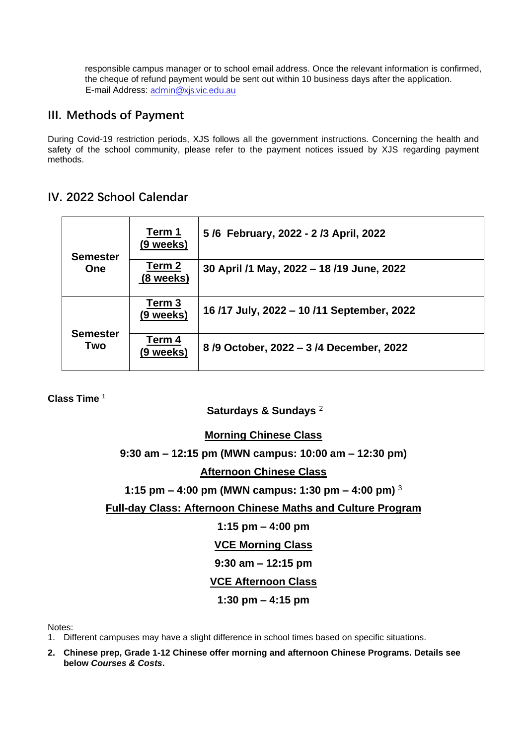responsible campus manager or to school email address. Once the relevant information is confirmed, the cheque of refund payment would be sent out within 10 business days after the application.
E-mail Address: admin@xjs.vic.edu.au

## III. Methods of Payment

During Covid-19 restriction periods, XJS follows all the government instructions. Concerning the health and safety of the school community, please refer to the payment notices issued by XJS regarding payment methods.

## IV. 2022 School Calendar

| | | |
|---|---|---|
| **Semester One** | **Term 1 (9 weeks)** | **5 /6 February, 2022 - 2 /3 April, 2022** |
| | **Term 2 (8 weeks)** | **30 April /1 May, 2022 – 18 /19 June, 2022** |
| **Semester Two** | **Term 3 (9 weeks)** | **16 /17 July, 2022 – 10 /11 September, 2022** |
| | **Term 4 (9 weeks)** | **8 /9 October, 2022 – 3 /4 December, 2022** |

**Class Time** [1]

**Saturdays & Sundays** [2]

**Morning Chinese Class**

**9:30 am – 12:15 pm (MWN campus: 10:00 am – 12:30 pm)**

**Afternoon Chinese Class**

**1:15 pm – 4:00 pm (MWN campus: 1:30 pm – 4:00 pm)** [3]

**Full-day Class: Afternoon Chinese Maths and Culture Program**

**1:15 pm – 4:00 pm**

**VCE Morning Class**

**9:30 am – 12:15 pm**

**VCE Afternoon Class**

**1:30 pm – 4:15 pm**

Notes:

1. Different campuses may have a slight difference in school times based on specific situations.
2. **Chinese prep, Grade 1-12 Chinese offer morning and afternoon Chinese Programs. Details see below *Courses & Costs*.**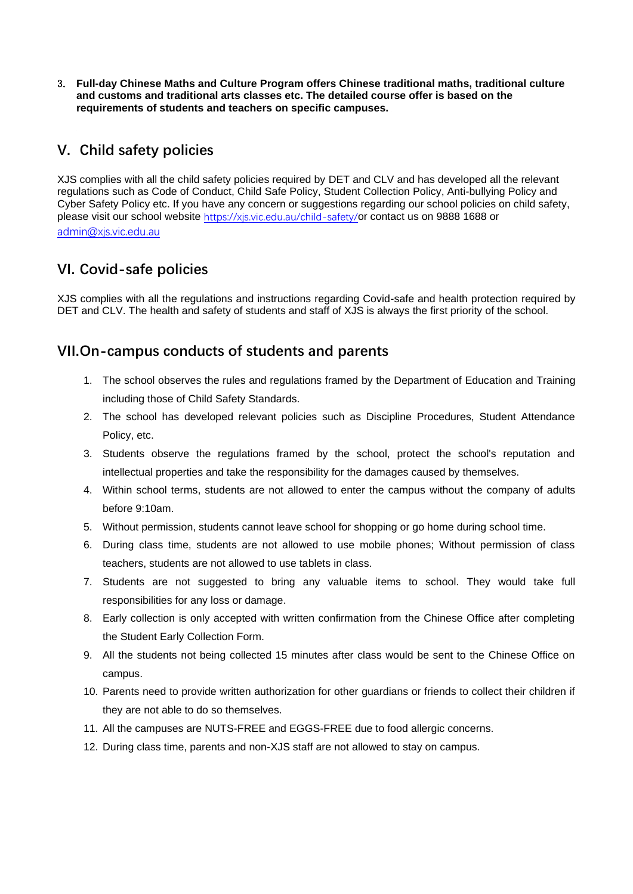3. **Full-day Chinese Maths and Culture Program offers Chinese traditional maths, traditional culture and customs and traditional arts classes etc. The detailed course offer is based on the requirements of students and teachers on specific campuses.**

## V. Child safety policies

XJS complies with all the child safety policies required by DET and CLV and has developed all the relevant regulations such as Code of Conduct, Child Safe Policy, Student Collection Policy, Anti-bullying Policy and Cyber Safety Policy etc. If you have any concern or suggestions regarding our school policies on child safety, please visit our school website https://xjs.vic.edu.au/child-safety/or contact us on 9888 1688 or admin@xjs.vic.edu.au

## VI. Covid-safe policies

XJS complies with all the regulations and instructions regarding Covid-safe and health protection required by DET and CLV. The health and safety of students and staff of XJS is always the first priority of the school.

## VII.On-campus conducts of students and parents

1. The school observes the rules and regulations framed by the Department of Education and Training including those of Child Safety Standards.
2. The school has developed relevant policies such as Discipline Procedures, Student Attendance Policy, etc.
3. Students observe the regulations framed by the school, protect the school's reputation and intellectual properties and take the responsibility for the damages caused by themselves.
4. Within school terms, students are not allowed to enter the campus without the company of adults before 9:10am.
5. Without permission, students cannot leave school for shopping or go home during school time.
6. During class time, students are not allowed to use mobile phones; Without permission of class teachers, students are not allowed to use tablets in class.
7. Students are not suggested to bring any valuable items to school. They would take full responsibilities for any loss or damage.
8. Early collection is only accepted with written confirmation from the Chinese Office after completing the Student Early Collection Form.
9. All the students not being collected 15 minutes after class would be sent to the Chinese Office on campus.
10. Parents need to provide written authorization for other guardians or friends to collect their children if they are not able to do so themselves.
11. All the campuses are NUTS-FREE and EGGS-FREE due to food allergic concerns.
12. During class time, parents and non-XJS staff are not allowed to stay on campus.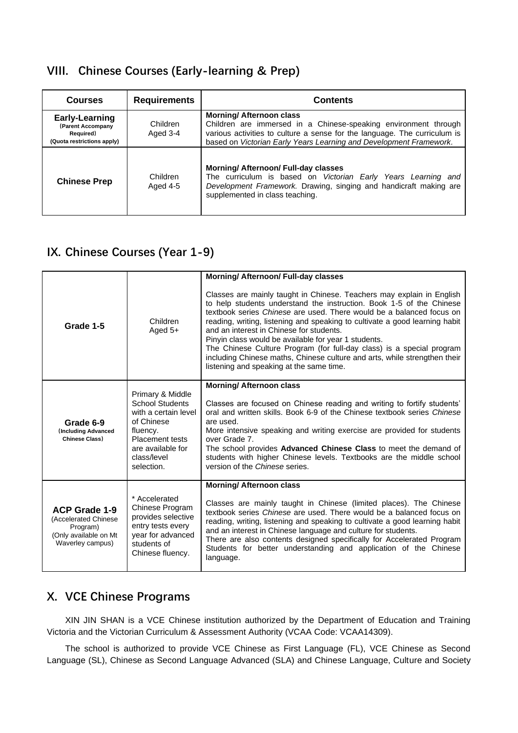## VIII. Chinese Courses (Early-learning & Prep)

| Courses | Requirements | Contents |
|---|---|---|
| **Early-Learning** (**Parent Accompany Required**) (**Quota restrictions apply**) | Children Aged 3-4 | **Morning/ Afternoon class**<br>Children are immersed in a Chinese-speaking environment through various activities to culture a sense for the language. The curriculum is based on *Victorian Early Years Learning and Development Framework*. |
| **Chinese Prep** | Children Aged 4-5 | **Morning/ Afternoon/ Full-day classes**<br>The curriculum is based on *Victorian Early Years Learning and Development Framework.* Drawing, singing and handicraft making are supplemented in class teaching. |

## IX. Chinese Courses (Year 1-9)

| | | |
|---|---|---|
| **Grade 1-5** | Children Aged 5+ | **Morning/ Afternoon/ Full-day classes**<br><br>Classes are mainly taught in Chinese. Teachers may explain in English to help students understand the instruction. Book 1-5 of the Chinese textbook series *Chinese* are used. There would be a balanced focus on reading, writing, listening and speaking to cultivate a good learning habit and an interest in Chinese for students.<br>Pinyin class would be available for year 1 students.<br>The Chinese Culture Program (for full-day class) is a special program including Chinese maths, Chinese culture and arts, while strengthen their listening and speaking at the same time. |
| **Grade 6-9** (**Including Advanced Chinese Class**) | Primary & Middle School Students with a certain level of Chinese fluency. Placement tests are available for class/level selection. | **Morning/ Afternoon class**<br><br>Classes are focused on Chinese reading and writing to fortify students' oral and written skills. Book 6-9 of the Chinese textbook series *Chinese* are used.<br>More intensive speaking and writing exercise are provided for students over Grade 7.<br>The school provides **Advanced Chinese Class** to meet the demand of students with higher Chinese levels. Textbooks are the middle school version of the *Chinese* series. |
| **ACP Grade 1-9** (Accelerated Chinese Program) (Only available on Mt Waverley campus) | * Accelerated Chinese Program provides selective entry tests every year for advanced students of Chinese fluency. | **Morning/ Afternoon class**<br><br>Classes are mainly taught in Chinese (limited places). The Chinese textbook series *Chinese* are used. There would be a balanced focus on reading, writing, listening and speaking to cultivate a good learning habit and an interest in Chinese language and culture for students.<br>There are also contents designed specifically for Accelerated Program Students for better understanding and application of the Chinese language. |

## X. VCE Chinese Programs

XIN JIN SHAN is a VCE Chinese institution authorized by the Department of Education and Training Victoria and the Victorian Curriculum & Assessment Authority (VCAA Code: VCAA14309).

The school is authorized to provide VCE Chinese as First Language (FL), VCE Chinese as Second Language (SL), Chinese as Second Language Advanced (SLA) and Chinese Language, Culture and Society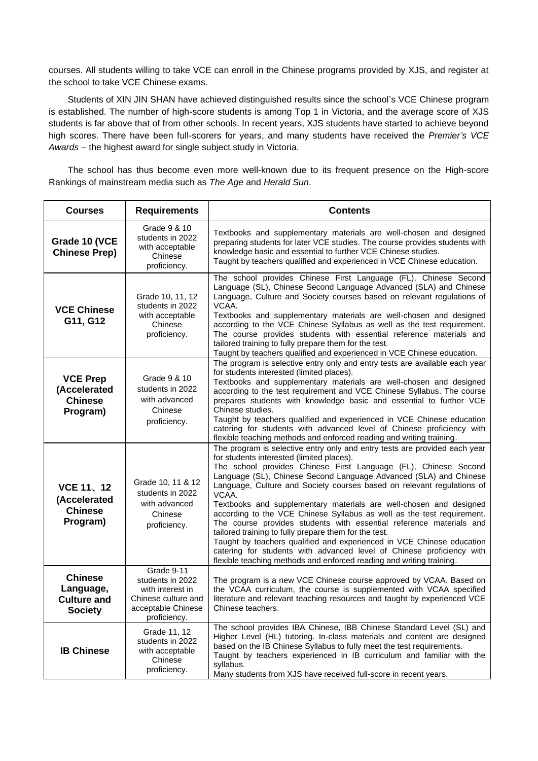courses. All students willing to take VCE can enroll in the Chinese programs provided by XJS, and register at the school to take VCE Chinese exams.

Students of XIN JIN SHAN have achieved distinguished results since the school's VCE Chinese program is established. The number of high-score students is among Top 1 in Victoria, and the average score of XJS students is far above that of from other schools. In recent years, XJS students have started to achieve beyond high scores. There have been full-scorers for years, and many students have received the *Premier's VCE Awards* – the highest award for single subject study in Victoria.

The school has thus become even more well-known due to its frequent presence on the High-score Rankings of mainstream media such as *The Age* and *Herald Sun*.

| Courses | Requirements | Contents |
|---|---|---|
| **Grade 10 (VCE Chinese Prep)** | Grade 9 & 10 students in 2022 with acceptable Chinese proficiency. | Textbooks and supplementary materials are well-chosen and designed preparing students for later VCE studies. The course provides students with knowledge basic and essential to further VCE Chinese studies. Taught by teachers qualified and experienced in VCE Chinese education. |
| **VCE Chinese G11, G12** | Grade 10, 11, 12 students in 2022 with acceptable Chinese proficiency. | The school provides Chinese First Language (FL), Chinese Second Language (SL), Chinese Second Language Advanced (SLA) and Chinese Language, Culture and Society courses based on relevant regulations of VCAA. Textbooks and supplementary materials are well-chosen and designed according to the VCE Chinese Syllabus as well as the test requirement. The course provides students with essential reference materials and tailored training to fully prepare them for the test. Taught by teachers qualified and experienced in VCE Chinese education. |
| **VCE Prep (Accelerated Chinese Program)** | Grade 9 & 10 students in 2022 with advanced Chinese proficiency. | The program is selective entry only and entry tests are available each year for students interested (limited places). Textbooks and supplementary materials are well-chosen and designed according to the test requirement and VCE Chinese Syllabus. The course prepares students with knowledge basic and essential to further VCE Chinese studies. Taught by teachers qualified and experienced in VCE Chinese education catering for students with advanced level of Chinese proficiency with flexible teaching methods and enforced reading and writing training. |
| **VCE 11、12 (Accelerated Chinese Program)** | Grade 10, 11 & 12 students in 2022 with advanced Chinese proficiency. | The program is selective entry only and entry tests are provided each year for students interested (limited places). The school provides Chinese First Language (FL), Chinese Second Language (SL), Chinese Second Language Advanced (SLA) and Chinese Language, Culture and Society courses based on relevant regulations of VCAA. Textbooks and supplementary materials are well-chosen and designed according to the VCE Chinese Syllabus as well as the test requirement. The course provides students with essential reference materials and tailored training to fully prepare them for the test. Taught by teachers qualified and experienced in VCE Chinese education catering for students with advanced level of Chinese proficiency with flexible teaching methods and enforced reading and writing training. |
| **Chinese Language, Culture and Society** | Grade 9-11 students in 2022 with interest in Chinese culture and acceptable Chinese proficiency. | The program is a new VCE Chinese course approved by VCAA. Based on the VCAA curriculum, the course is supplemented with VCAA specified literature and relevant teaching resources and taught by experienced VCE Chinese teachers. |
| **IB Chinese** | Grade 11, 12 students in 2022 with acceptable Chinese proficiency. | The school provides IBA Chinese, IBB Chinese Standard Level (SL) and Higher Level (HL) tutoring. In-class materials and content are designed based on the IB Chinese Syllabus to fully meet the test requirements. Taught by teachers experienced in IB curriculum and familiar with the syllabus. Many students from XJS have received full-score in recent years. |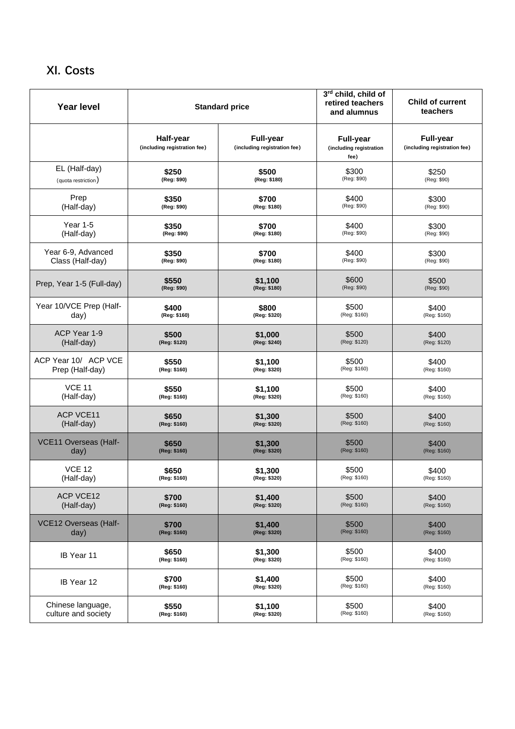## XI. Costs

| Year level | Standard price | | 3rd child, child of retired teachers and alumnus | Child of current teachers |
|---|---|---|---|---|
| | **Half-year** (including registration fee) | **Full-year** (including registration fee) | **Full-year** (including registration fee) | **Full-year** (including registration fee) |
| EL (Half-day) (quota restriction) | **$250** **(Reg: $90)** | **$500** **(Reg: $180)** | $300 (Reg: $90) | $250 (Reg: $90) |
| Prep (Half-day) | **$350** **(Reg: $90)** | **$700** **(Reg: $180)** | $400 (Reg: $90) | $300 (Reg: $90) |
| Year 1-5 (Half-day) | **$350** **(Reg: $90)** | **$700** **(Reg: $180)** | $400 (Reg: $90) | $300 (Reg: $90) |
| Year 6-9, Advanced Class (Half-day) | **$350** **(Reg: $90)** | **$700** **(Reg: $180)** | $400 (Reg: $90) | $300 (Reg: $90) |
| Prep, Year 1-5 (Full-day) | **$550** **(Reg: $90)** | **$1,100** **(Reg: $180)** | $600 (Reg: $90) | $500 (Reg: $90) |
| Year 10/VCE Prep (Half-day) | **$400** **(Reg: $160)** | **$800** **(Reg: $320)** | $500 (Reg: $160) | $400 (Reg: $160) |
| ACP Year 1-9 (Half-day) | **$500** **(Reg: $120)** | **$1,000** **(Reg: $240)** | $500 (Reg: $120) | $400 (Reg: $120) |
| ACP Year 10/ ACP VCE Prep (Half-day) | **$550** **(Reg: $160)** | **$1,100** **(Reg: $320)** | $500 (Reg: $160) | $400 (Reg: $160) |
| VCE 11 (Half-day) | **$550** **(Reg: $160)** | **$1,100** **(Reg: $320)** | $500 (Reg: $160) | $400 (Reg: $160) |
| ACP VCE11 (Half-day) | **$650** **(Reg: $160)** | **$1,300** **(Reg: $320)** | $500 (Reg: $160) | $400 (Reg: $160) |
| VCE11 Overseas (Half-day) | **$650** **(Reg: $160)** | **$1,300** **(Reg: $320)** | $500 (Reg: $160) | $400 (Reg: $160) |
| VCE 12 (Half-day) | **$650** **(Reg: $160)** | **$1,300** **(Reg: $320)** | $500 (Reg: $160) | $400 (Reg: $160) |
| ACP VCE12 (Half-day) | **$700** **(Reg: $160)** | **$1,400** **(Reg: $320)** | $500 (Reg: $160) | $400 (Reg: $160) |
| VCE12 Overseas (Half-day) | **$700** **(Reg: $160)** | **$1,400** **(Reg: $320)** | $500 (Reg: $160) | $400 (Reg: $160) |
| IB Year 11 | **$650** **(Reg: $160)** | **$1,300** **(Reg: $320)** | $500 (Reg: $160) | $400 (Reg: $160) |
| IB Year 12 | **$700** **(Reg: $160)** | **$1,400** **(Reg: $320)** | $500 (Reg: $160) | $400 (Reg: $160) |
| Chinese language, culture and society | **$550** **(Reg: $160)** | **$1,100** **(Reg: $320)** | $500 (Reg: $160) | $400 (Reg: $160) |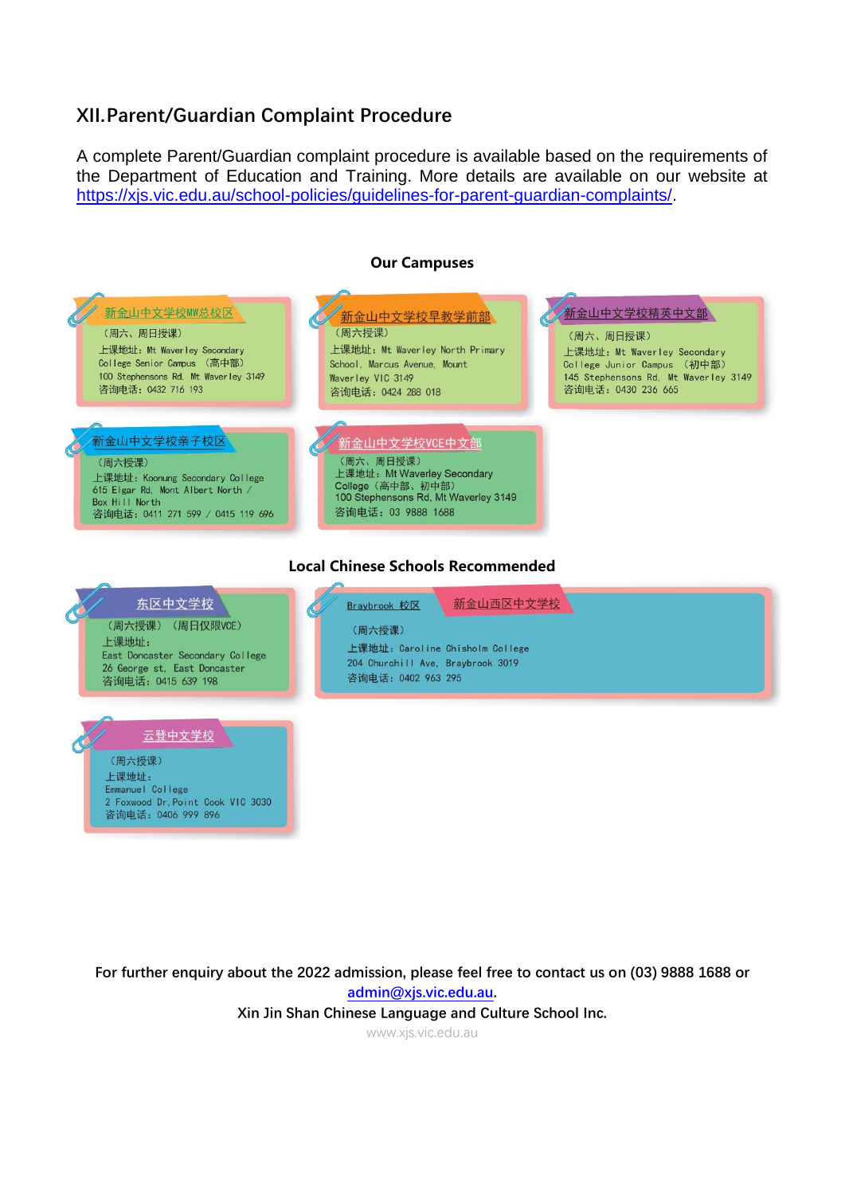## XII. Parent/Guardian Complaint Procedure

A complete Parent/Guardian complaint procedure is available based on the requirements of the Department of Education and Training. More details are available on our website at https://xjs.vic.edu.au/school-policies/guidelines-for-parent-guardian-complaints/.

**Our Campuses**

新金山中文学校MW总校区
（周六、周日授课）
上课地址：Mt Waverley Secondary College Senior Campus （高中部）
100 Stephensons Rd, Mt Waverley 3149
咨询电话：0432 716 193

新金山中文学校早教学前部
（周六授课）
上课地址：Mt Waverley North Primary School, Marcus Avenue, Mount Waverley VIC 3149
咨询电话：0424 288 018

新金山中文学校精英中文部
（周六、周日授课）
上课地址：Mt Waverley Secondary College Junior Campus （初中部）
145 Stephensons Rd, Mt Waverley 3149
咨询电话：0430 236 665

新金山中文学校亲子校区
（周六授课）
上课地址：Koonung Secondary College
615 Elgar Rd, Mont Albert North / Box Hill North
咨询电话：0411 271 599 / 0415 119 696

新金山中文学校VCE中文部
（周六、周日授课）
上课地址：Mt Waverley Secondary College（高中部、初中部）
100 Stephensons Rd, Mt Waverley 3149
咨询电话：03 9888 1688

**Local Chinese Schools Recommended**

东区中文学校
（周六授课）（周日仅限VCE）
上课地址：
East Doncaster Secondary College
26 George st, East Doncaster
咨询电话：0415 639 198

Braybrook 校区 新金山西区中文学校
（周六授课）
上课地址：Caroline Chisholm College
204 Churchill Ave, Braybrook 3019
咨询电话：0402 963 295

云登中文学校
（周六授课）
上课地址：
Emmanuel College
2 Foxwood Dr, Point Cook VIC 3030
咨询电话：0406 999 896

For further enquiry about the 2022 admission, please feel free to contact us on (03) 9888 1688 or admin@xjs.vic.edu.au.

Xin Jin Shan Chinese Language and Culture School Inc.

www.xjs.vic.edu.au